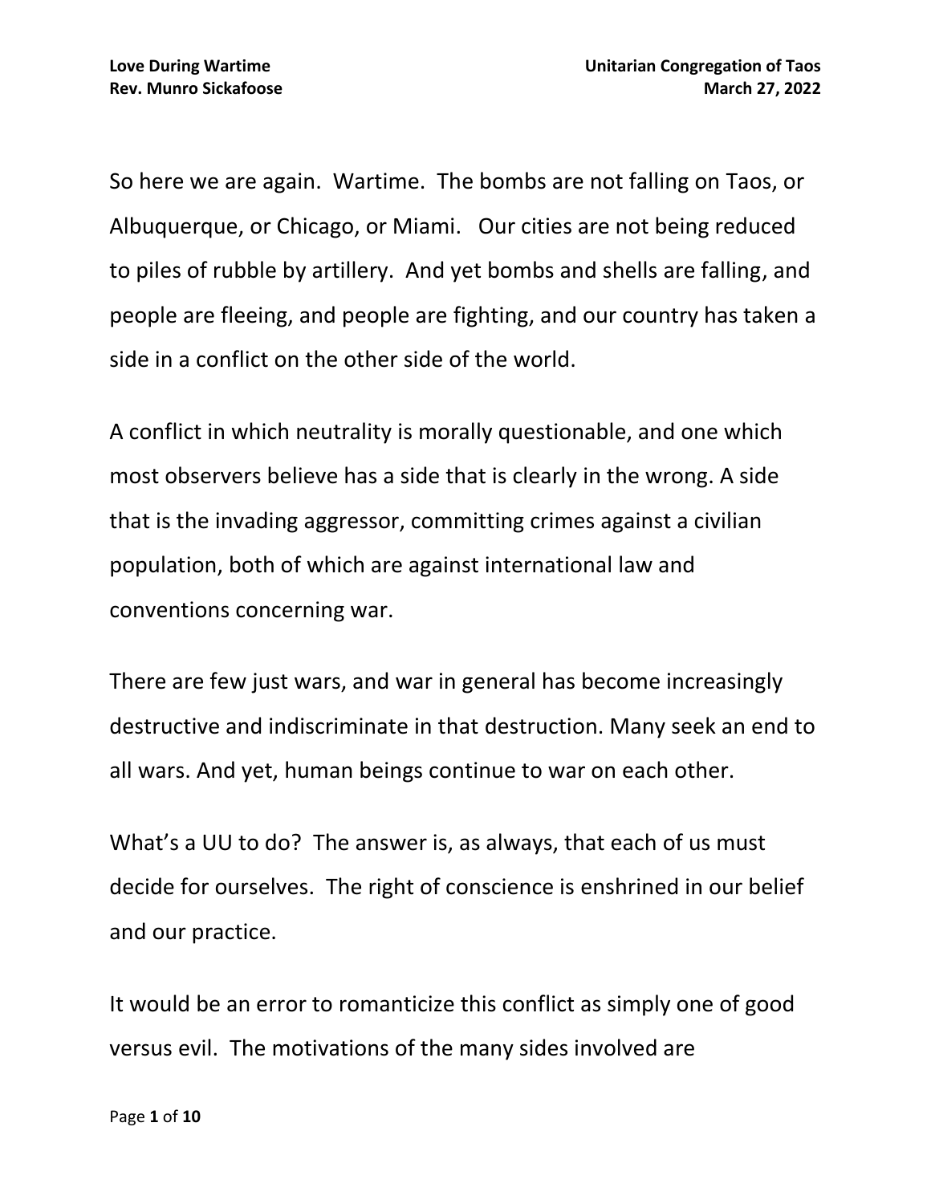So here we are again. Wartime. The bombs are not falling on Taos, or Albuquerque, or Chicago, or Miami. Our cities are not being reduced to piles of rubble by artillery. And yet bombs and shells are falling, and people are fleeing, and people are fighting, and our country has taken a side in a conflict on the other side of the world.

A conflict in which neutrality is morally questionable, and one which most observers believe has a side that is clearly in the wrong. A side that is the invading aggressor, committing crimes against a civilian population, both of which are against international law and conventions concerning war.

There are few just wars, and war in general has become increasingly destructive and indiscriminate in that destruction. Many seek an end to all wars. And yet, human beings continue to war on each other.

What's a UU to do? The answer is, as always, that each of us must decide for ourselves. The right of conscience is enshrined in our belief and our practice.

It would be an error to romanticize this conflict as simply one of good versus evil. The motivations of the many sides involved are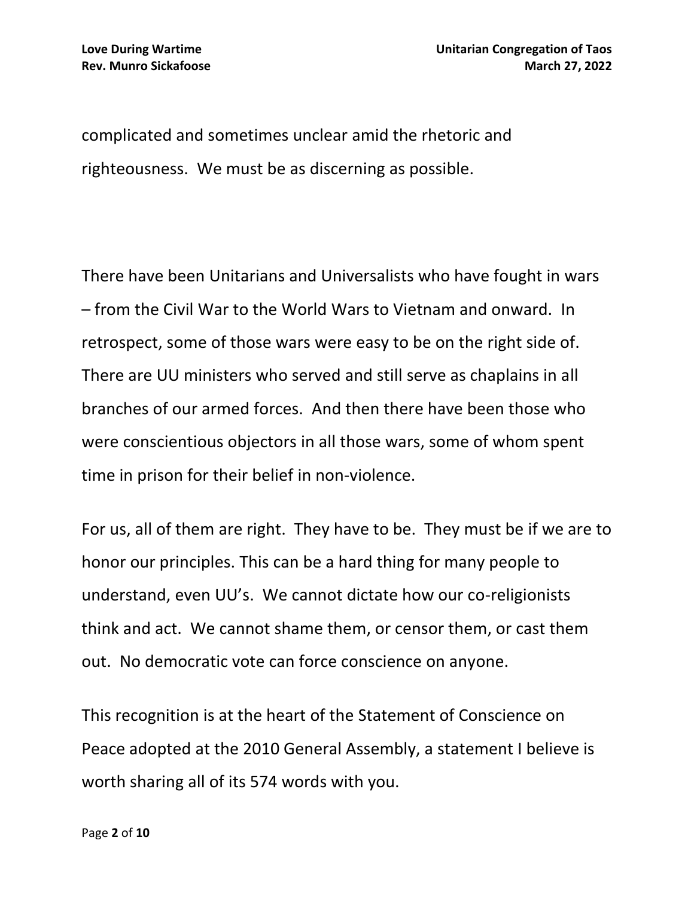complicated and sometimes unclear amid the rhetoric and righteousness. We must be as discerning as possible.

There have been Unitarians and Universalists who have fought in wars – from the Civil War to the World Wars to Vietnam and onward. In retrospect, some of those wars were easy to be on the right side of. There are UU ministers who served and still serve as chaplains in all branches of our armed forces. And then there have been those who were conscientious objectors in all those wars, some of whom spent time in prison for their belief in non-violence.

For us, all of them are right. They have to be. They must be if we are to honor our principles. This can be a hard thing for many people to understand, even UU's. We cannot dictate how our co-religionists think and act. We cannot shame them, or censor them, or cast them out. No democratic vote can force conscience on anyone.

This recognition is at the heart of the Statement of Conscience on Peace adopted at the 2010 General Assembly, a statement I believe is worth sharing all of its 574 words with you.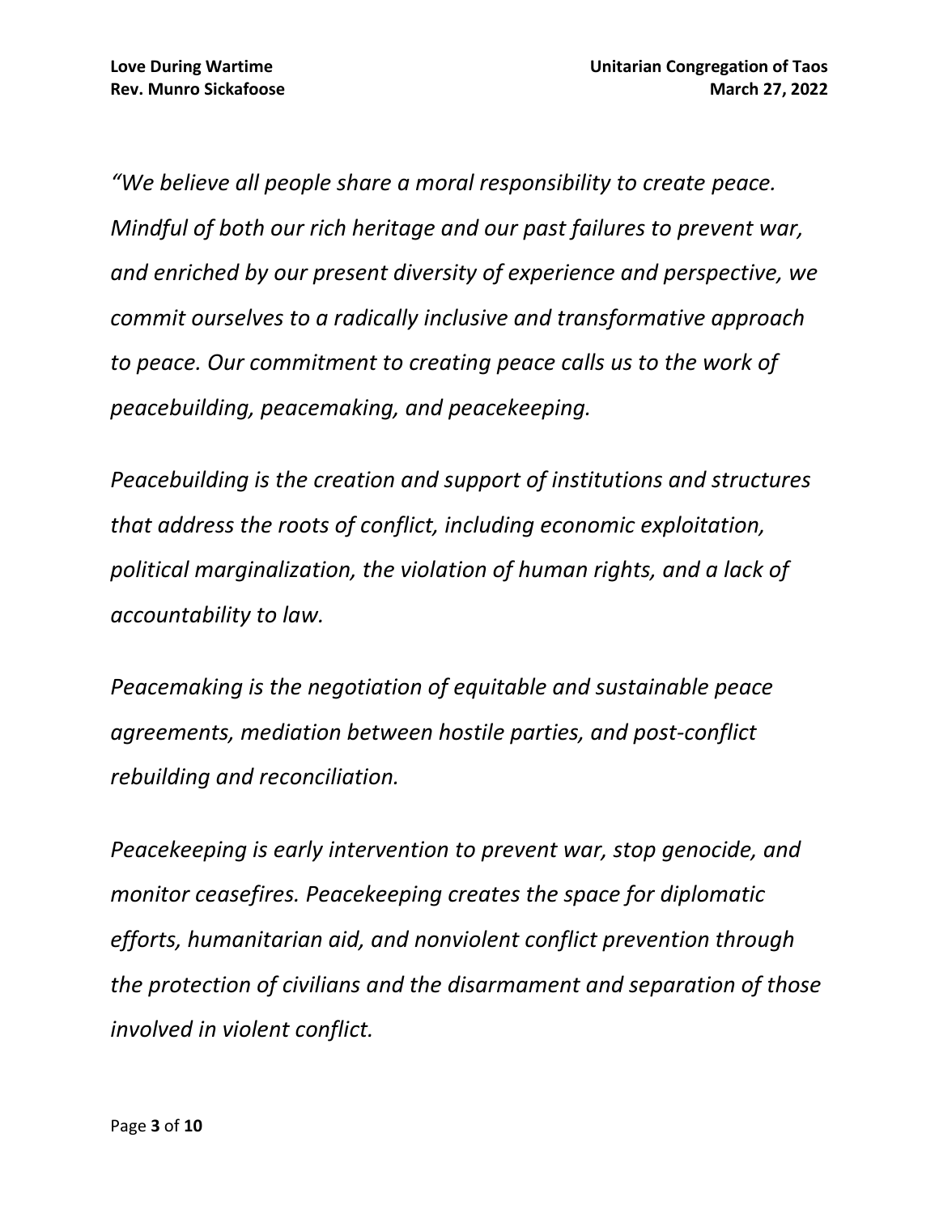*“We believe all people share a moral responsibility to create peace. Mindful of both our rich heritage and our past failures to prevent war, and enriched by our present diversity of experience and perspective, we commit ourselves to a radically inclusive and transformative approach to peace. Our commitment to creating peace calls us to the work of peacebuilding, peacemaking, and peacekeeping.*

*Peacebuilding is the creation and support of institutions and structures that address the roots of conflict, including economic exploitation, political marginalization, the violation of human rights, and a lack of accountability to law.*

*Peacemaking is the negotiation of equitable and sustainable peace agreements, mediation between hostile parties, and post-conflict rebuilding and reconciliation.*

*Peacekeeping is early intervention to prevent war, stop genocide, and monitor ceasefires. Peacekeeping creates the space for diplomatic efforts, humanitarian aid, and nonviolent conflict prevention through the protection of civilians and the disarmament and separation of those involved in violent conflict.*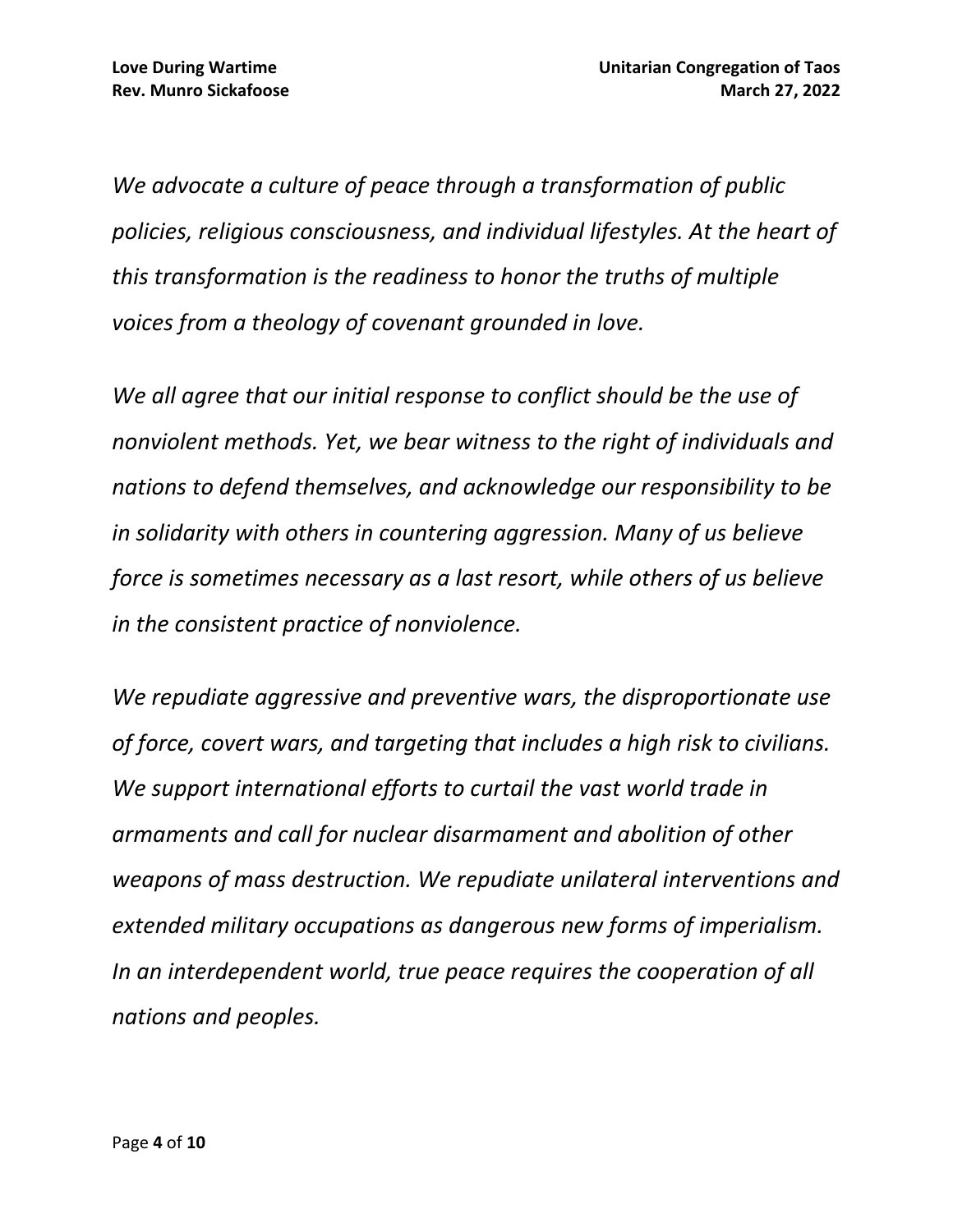*We advocate a culture of peace through a transformation of public policies, religious consciousness, and individual lifestyles. At the heart of this transformation is the readiness to honor the truths of multiple voices from a theology of covenant grounded in love.*

*We all agree that our initial response to conflict should be the use of nonviolent methods. Yet, we bear witness to the right of individuals and nations to defend themselves, and acknowledge our responsibility to be in solidarity with others in countering aggression. Many of us believe force is sometimes necessary as a last resort, while others of us believe in the consistent practice of nonviolence.*

*We repudiate aggressive and preventive wars, the disproportionate use of force, covert wars, and targeting that includes a high risk to civilians. We support international efforts to curtail the vast world trade in armaments and call for nuclear disarmament and abolition of other weapons of mass destruction. We repudiate unilateral interventions and extended military occupations as dangerous new forms of imperialism. In an interdependent world, true peace requires the cooperation of all nations and peoples.*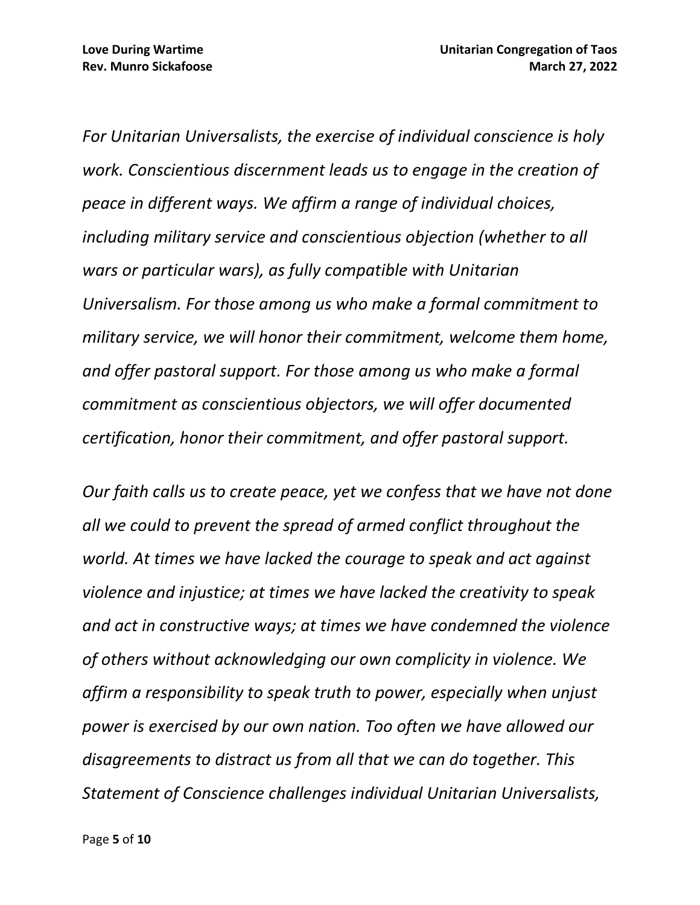*For Unitarian Universalists, the exercise of individual conscience is holy work. Conscientious discernment leads us to engage in the creation of peace in different ways. We affirm a range of individual choices, including military service and conscientious objection (whether to all wars or particular wars), as fully compatible with Unitarian Universalism. For those among us who make a formal commitment to military service, we will honor their commitment, welcome them home, and offer pastoral support. For those among us who make a formal commitment as conscientious objectors, we will offer documented certification, honor their commitment, and offer pastoral support.*

*Our faith calls us to create peace, yet we confess that we have not done all we could to prevent the spread of armed conflict throughout the world. At times we have lacked the courage to speak and act against violence and injustice; at times we have lacked the creativity to speak and act in constructive ways; at times we have condemned the violence of others without acknowledging our own complicity in violence. We affirm a responsibility to speak truth to power, especially when unjust power is exercised by our own nation. Too often we have allowed our disagreements to distract us from all that we can do together. This Statement of Conscience challenges individual Unitarian Universalists,*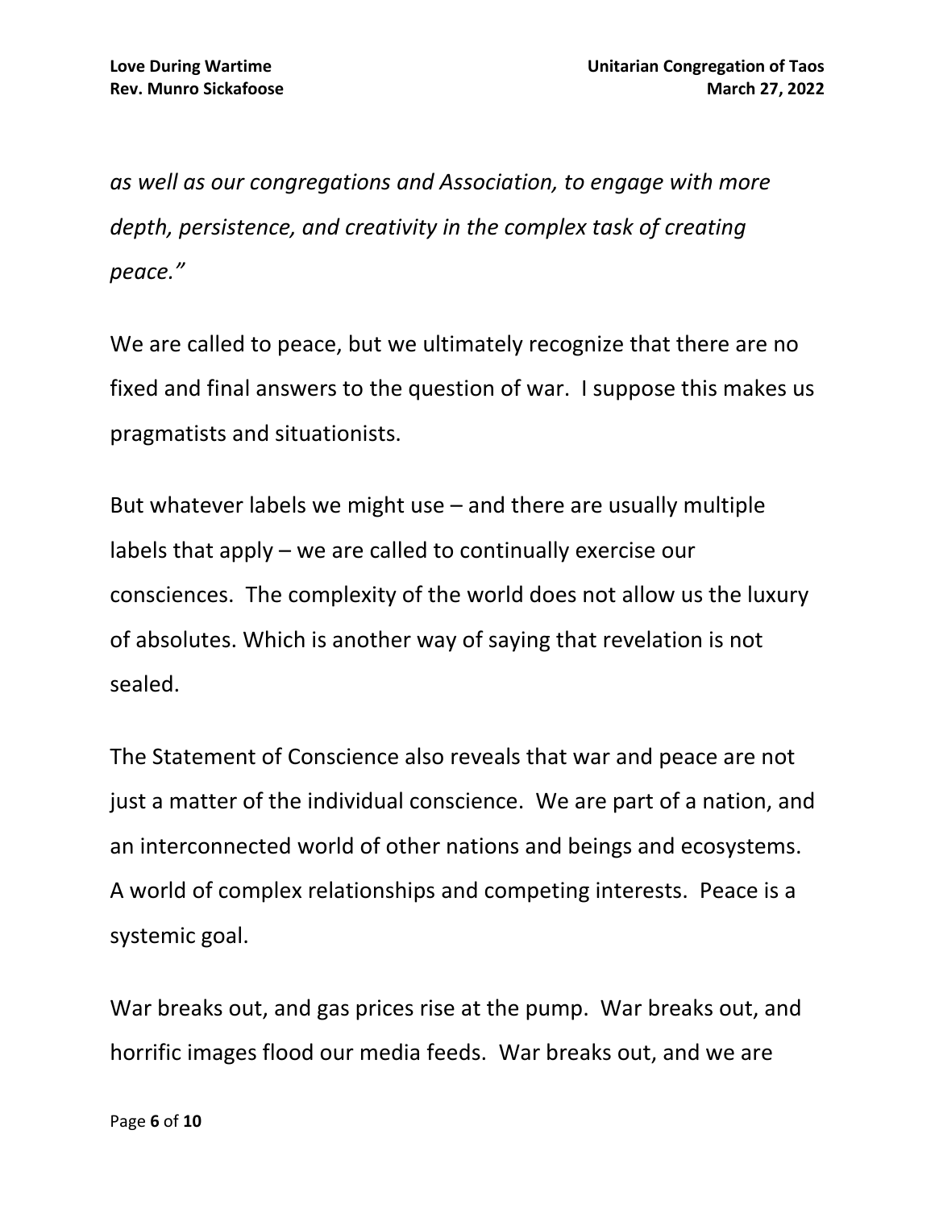*as well as our congregations and Association, to engage with more depth, persistence, and creativity in the complex task of creating peace."*

We are called to peace, but we ultimately recognize that there are no fixed and final answers to the question of war. I suppose this makes us pragmatists and situationists.

But whatever labels we might use – and there are usually multiple labels that apply – we are called to continually exercise our consciences. The complexity of the world does not allow us the luxury of absolutes. Which is another way of saying that revelation is not sealed.

The Statement of Conscience also reveals that war and peace are not just a matter of the individual conscience. We are part of a nation, and an interconnected world of other nations and beings and ecosystems. A world of complex relationships and competing interests. Peace is a systemic goal.

War breaks out, and gas prices rise at the pump. War breaks out, and horrific images flood our media feeds. War breaks out, and we are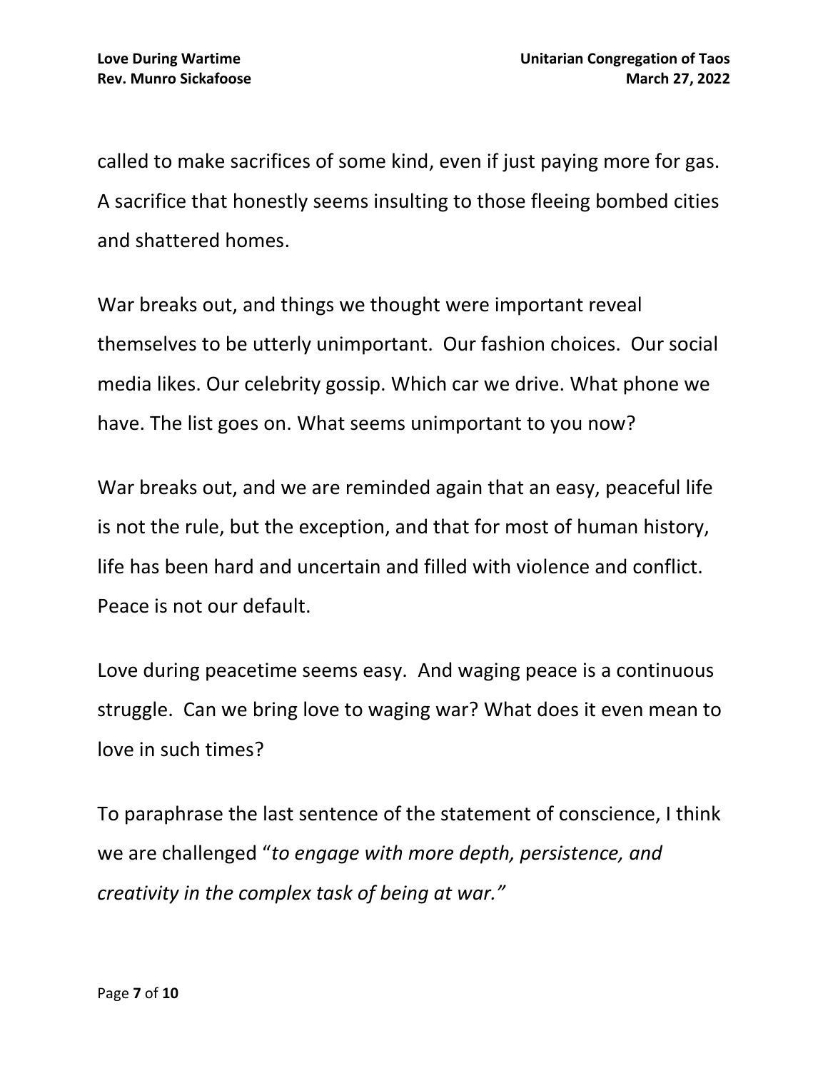called to make sacrifices of some kind, even if just paying more for gas. A sacrifice that honestly seems insulting to those fleeing bombed cities and shattered homes.

War breaks out, and things we thought were important reveal themselves to be utterly unimportant. Our fashion choices. Our social media likes. Our celebrity gossip. Which car we drive. What phone we have. The list goes on. What seems unimportant to you now?

War breaks out, and we are reminded again that an easy, peaceful life is not the rule, but the exception, and that for most of human history, life has been hard and uncertain and filled with violence and conflict. Peace is not our default.

Love during peacetime seems easy. And waging peace is a continuous struggle. Can we bring love to waging war? What does it even mean to love in such times?

To paraphrase the last sentence of the statement of conscience, I think we are challenged "*to engage with more depth, persistence, and creativity in the complex task of being at war.*"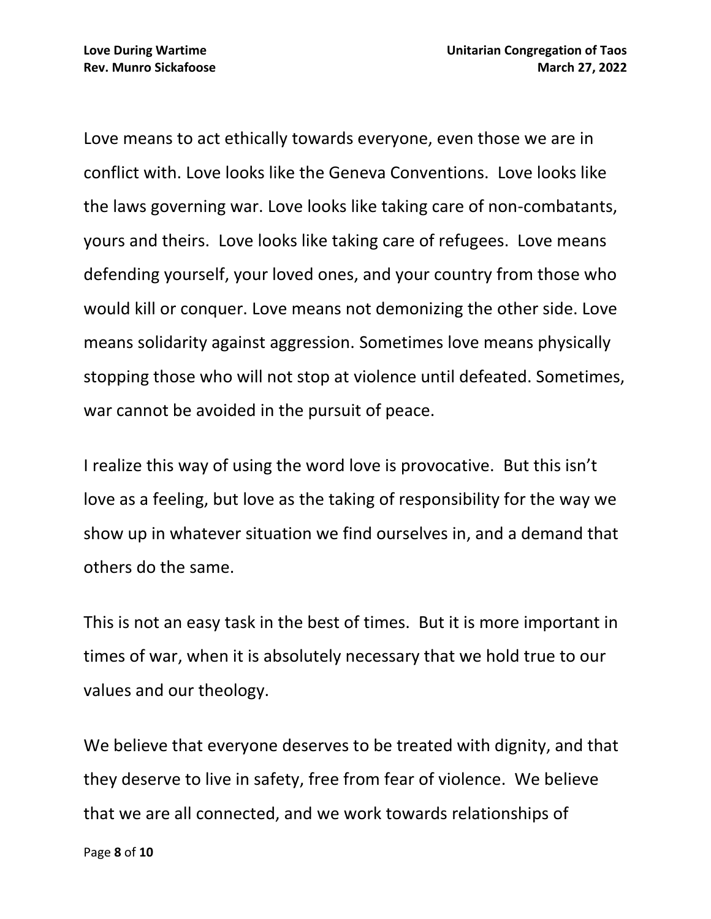Love means to act ethically towards everyone, even those we are in conflict with. Love looks like the Geneva Conventions.  Love looks like the laws governing war. Love looks like taking care of non-combatants, yours and theirs.  Love looks like taking care of refugees.  Love means defending yourself, your loved ones, and your country from those who would kill or conquer. Love means not demonizing the other side. Love means solidarity against aggression. Sometimes love means physically stopping those who will not stop at violence until defeated. Sometimes, war cannot be avoided in the pursuit of peace.

I realize this way of using the word love is provocative.  But this isn't love as a feeling, but love as the taking of responsibility for the way we show up in whatever situation we find ourselves in, and a demand that others do the same.

This is not an easy task in the best of times.  But it is more important in times of war, when it is absolutely necessary that we hold true to our values and our theology.

We believe that everyone deserves to be treated with dignity, and that they deserve to live in safety, free from fear of violence.  We believe that we are all connected, and we work towards relationships of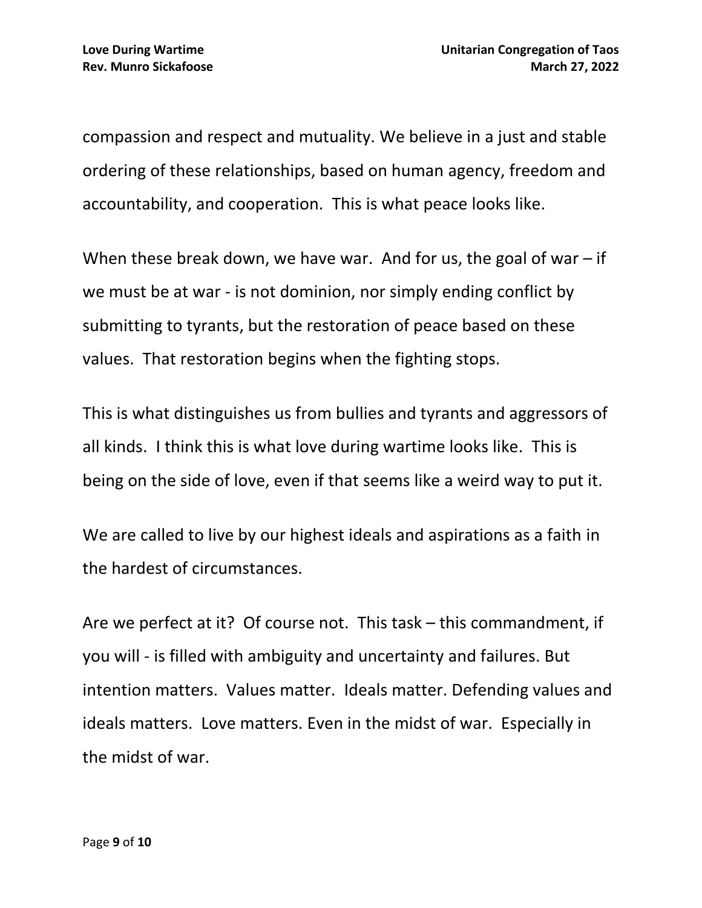compassion and respect and mutuality. We believe in a just and stable ordering of these relationships, based on human agency, freedom and accountability, and cooperation. This is what peace looks like.

When these break down, we have war. And for us, the goal of war – if we must be at war - is not dominion, nor simply ending conflict by submitting to tyrants, but the restoration of peace based on these values. That restoration begins when the fighting stops.

This is what distinguishes us from bullies and tyrants and aggressors of all kinds. I think this is what love during wartime looks like. This is being on the side of love, even if that seems like a weird way to put it.

We are called to live by our highest ideals and aspirations as a faith in the hardest of circumstances.

Are we perfect at it? Of course not. This task – this commandment, if you will - is filled with ambiguity and uncertainty and failures. But intention matters. Values matter. Ideals matter. Defending values and ideals matters. Love matters. Even in the midst of war. Especially in the midst of war.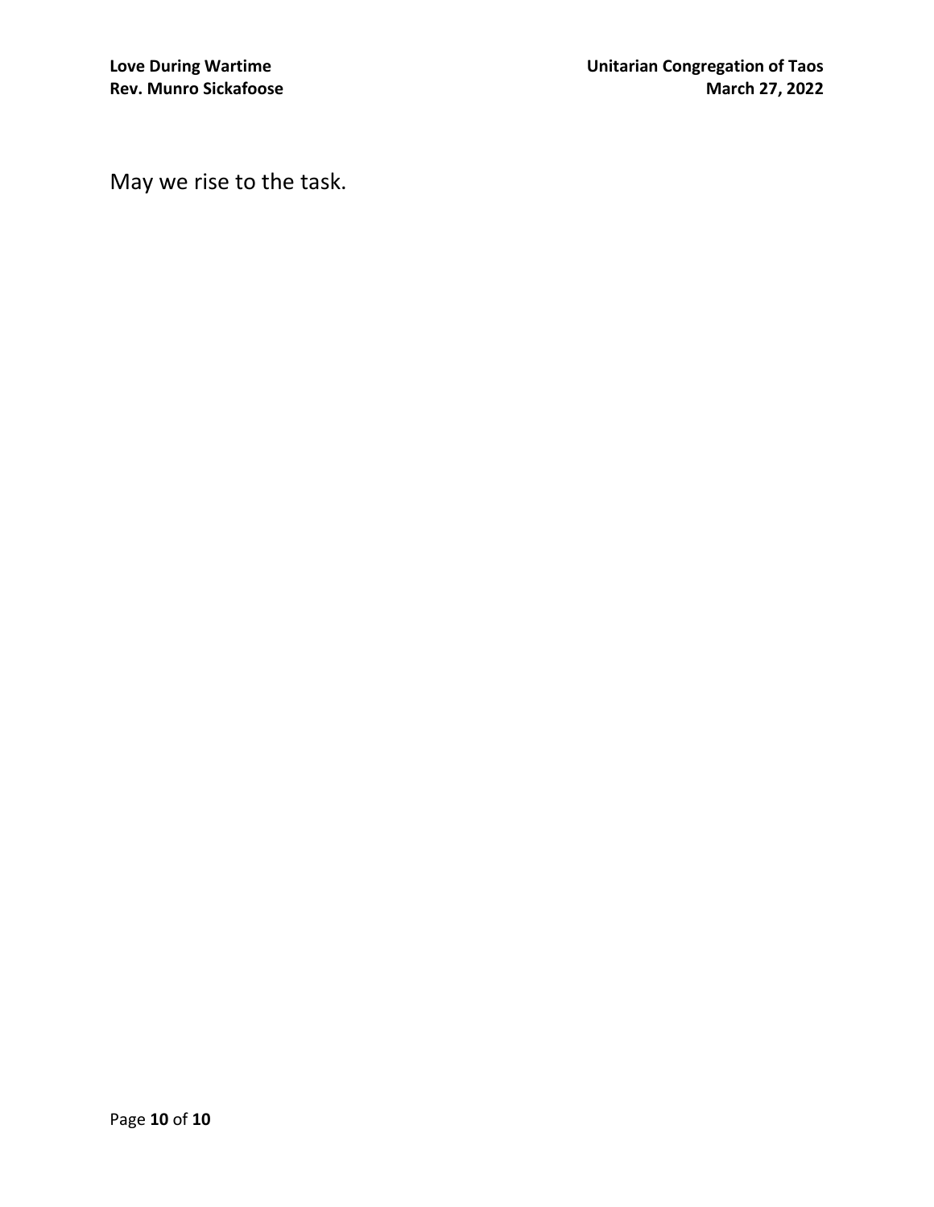May we rise to the task.